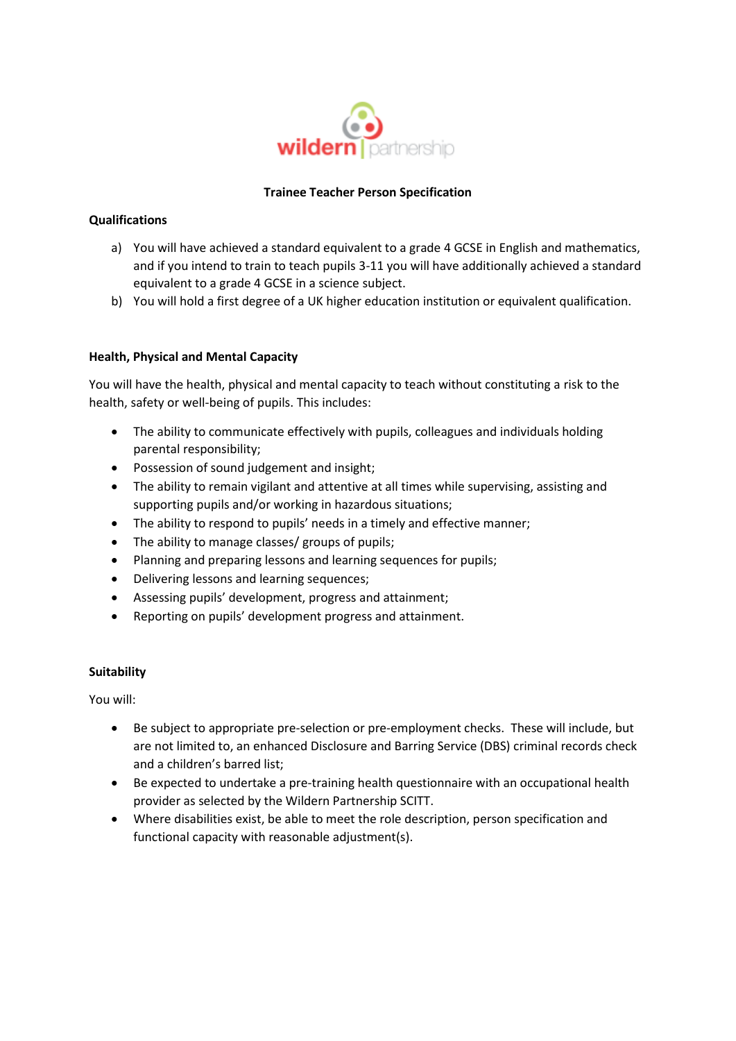wildern | partnership

# Trainee Teacher Person Specification

## Qualifications

a) You will have achieved a standard equivalent to a grade 4 GCSE in English and mathematics, and if you intend to train to teach pupils 3-11 you will have additionally achieved a standard equivalent to a grade 4 GCSE in a science subject.

b) You will hold a first degree of a UK higher education institution or equivalent qualification.

## Health, Physical and Mental Capacity

You will have the health, physical and mental capacity to teach without constituting a risk to the health, safety or well-being of pupils. This includes:

- The ability to communicate effectively with pupils, colleagues and individuals holding parental responsibility;
- Possession of sound judgement and insight;
- The ability to remain vigilant and attentive at all times while supervising, assisting and supporting pupils and/or working in hazardous situations;
- The ability to respond to pupils' needs in a timely and effective manner;
- The ability to manage classes/ groups of pupils;
- Planning and preparing lessons and learning sequences for pupils;
- Delivering lessons and learning sequences;
- Assessing pupils' development, progress and attainment;
- Reporting on pupils' development progress and attainment.

## Suitability

You will:

- Be subject to appropriate pre-selection or pre-employment checks. These will include, but are not limited to, an enhanced Disclosure and Barring Service (DBS) criminal records check and a children's barred list;
- Be expected to undertake a pre-training health questionnaire with an occupational health provider as selected by the Wildern Partnership SCITT.
- Where disabilities exist, be able to meet the role description, person specification and functional capacity with reasonable adjustment(s).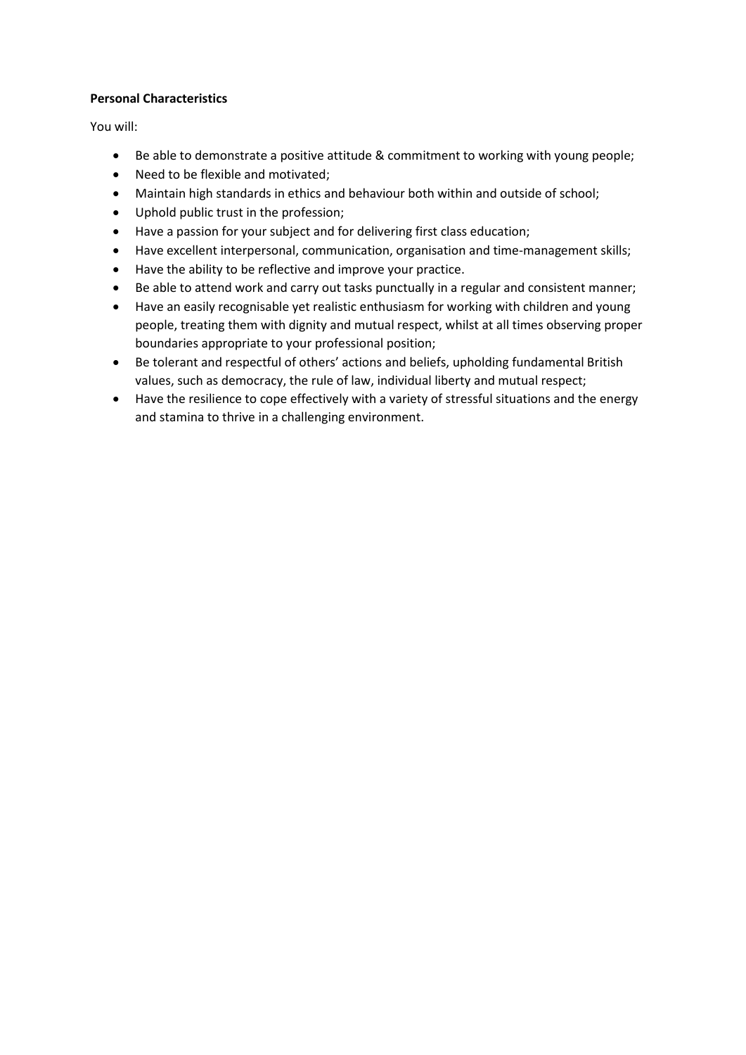**Personal Characteristics**

You will:

- Be able to demonstrate a positive attitude & commitment to working with young people;
- Need to be flexible and motivated;
- Maintain high standards in ethics and behaviour both within and outside of school;
- Uphold public trust in the profession;
- Have a passion for your subject and for delivering first class education;
- Have excellent interpersonal, communication, organisation and time-management skills;
- Have the ability to be reflective and improve your practice.
- Be able to attend work and carry out tasks punctually in a regular and consistent manner;
- Have an easily recognisable yet realistic enthusiasm for working with children and young people, treating them with dignity and mutual respect, whilst at all times observing proper boundaries appropriate to your professional position;
- Be tolerant and respectful of others' actions and beliefs, upholding fundamental British values, such as democracy, the rule of law, individual liberty and mutual respect;
- Have the resilience to cope effectively with a variety of stressful situations and the energy and stamina to thrive in a challenging environment.